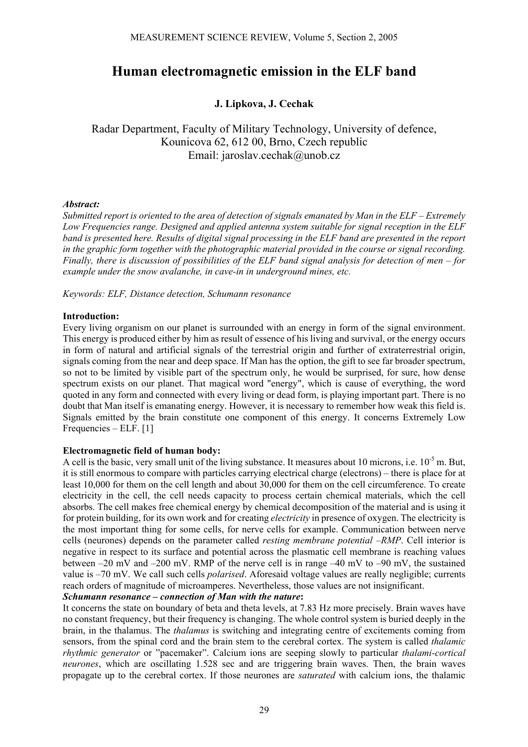# Human electromagnetic emission in the ELF band

**J. Lipkova, J. Cechak**

Radar Department, Faculty of Military Technology, University of defence,
Kounicova 62, 612 00, Brno, Czech republic
Email: jaroslav.cechak@unob.cz

***Abstract:***

*Submitted report is oriented to the area of detection of signals emanated by Man in the ELF – Extremely Low Frequencies range. Designed and applied antenna system suitable for signal reception in the ELF band is presented here. Results of digital signal processing in the ELF band are presented in the report in the graphic form together with the photographic material provided in the course or signal recording. Finally, there is discussion of possibilities of the ELF band signal analysis for detection of men – for example under the snow avalanche, in cave-in in underground mines, etc.*

*Keywords: ELF, Distance detection, Schumann resonance*

**Introduction:**

Every living organism on our planet is surrounded with an energy in form of the signal environment. This energy is produced either by him as result of essence of his living and survival, or the energy occurs in form of natural and artificial signals of the terrestrial origin and further of extraterrestrial origin, signals coming from the near and deep space. If Man has the option, the gift to see far broader spectrum, so not to be limited by visible part of the spectrum only, he would be surprised, for sure, how dense spectrum exists on our planet. That magical word "energy", which is cause of everything, the word quoted in any form and connected with every living or dead form, is playing important part. There is no doubt that Man itself is emanating energy. However, it is necessary to remember how weak this field is. Signals emitted by the brain constitute one component of this energy. It concerns Extremely Low Frequencies – ELF. [1]

**Electromagnetic field of human body:**

A cell is the basic, very small unit of the living substance. It measures about 10 microns, i.e. $10^{-5}$ m. But, it is still enormous to compare with particles carrying electrical charge (electrons) – there is place for at least 10,000 for them on the cell length and about 30,000 for them on the cell circumference. To create electricity in the cell, the cell needs capacity to process certain chemical materials, which the cell absorbs. The cell makes free chemical energy by chemical decomposition of the material and is using it for protein building, for its own work and for creating *electricity* in presence of oxygen. The electricity is the most important thing for some cells, for nerve cells for example. Communication between nerve cells (neurones) depends on the parameter called *resting membrane potential –RMP*. Cell interior is negative in respect to its surface and potential across the plasmatic cell membrane is reaching values between –20 mV and –200 mV. RMP of the nerve cell is in range –40 mV to –90 mV, the sustained value is –70 mV. We call such cells *polarised*. Aforesaid voltage values are really negligible; currents reach orders of magnitude of microamperes. Nevertheless, those values are not insignificant.

***Schumann resonance – connection of Man with the nature*:**

It concerns the state on boundary of beta and theta levels, at 7.83 Hz more precisely. Brain waves have no constant frequency, but their frequency is changing. The whole control system is buried deeply in the brain, in the thalamus. The *thalamus* is switching and integrating centre of excitements coming from sensors, from the spinal cord and the brain stem to the cerebral cortex. The system is called *thalamic rhythmic generator* or "pacemaker". Calcium ions are seeping slowly to particular *thalami-cortical neurones*, which are oscillating 1.528 sec and are triggering brain waves. Then, the brain waves propagate up to the cerebral cortex. If those neurones are *saturated* with calcium ions, the thalamic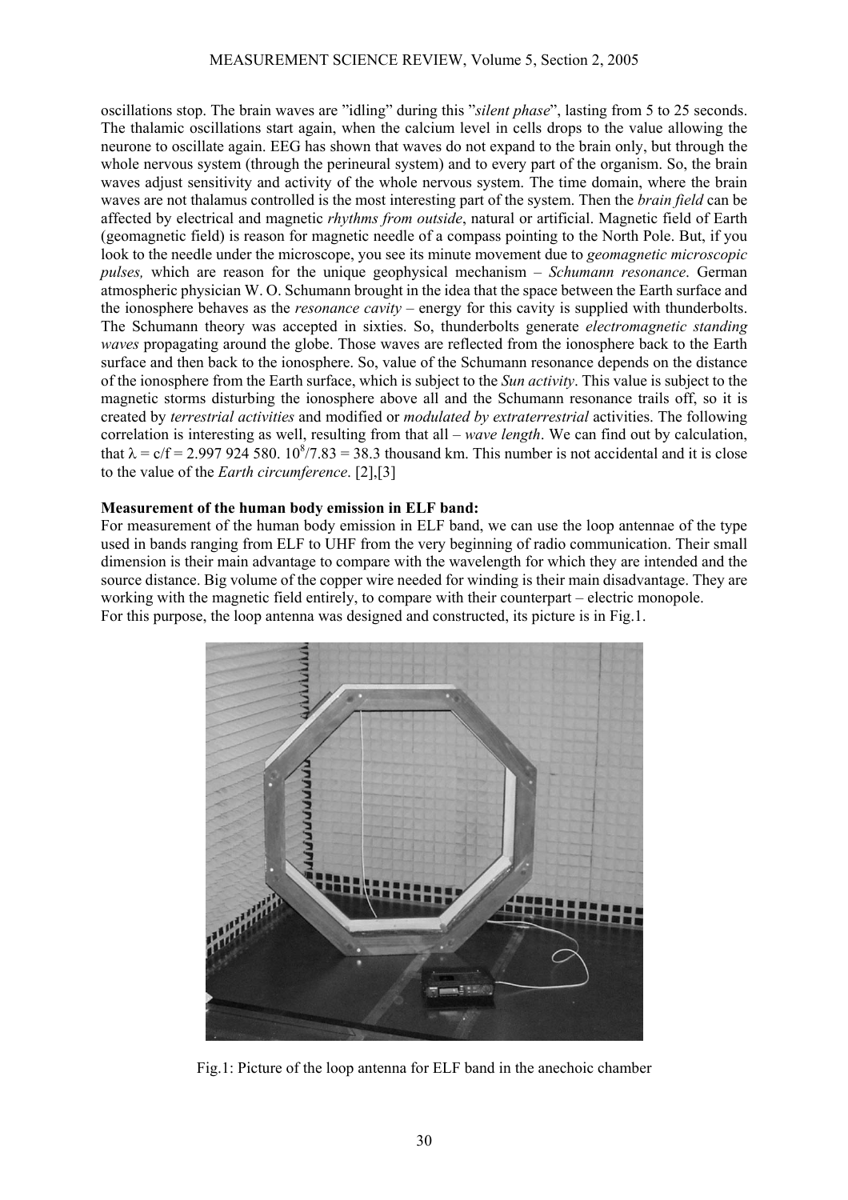oscillations stop. The brain waves are "idling" during this "*silent phase*", lasting from 5 to 25 seconds. The thalamic oscillations start again, when the calcium level in cells drops to the value allowing the neurone to oscillate again. EEG has shown that waves do not expand to the brain only, but through the whole nervous system (through the perineural system) and to every part of the organism. So, the brain waves adjust sensitivity and activity of the whole nervous system. The time domain, where the brain waves are not thalamus controlled is the most interesting part of the system. Then the *brain field* can be affected by electrical and magnetic *rhythms from outside*, natural or artificial. Magnetic field of Earth (geomagnetic field) is reason for magnetic needle of a compass pointing to the North Pole. But, if you look to the needle under the microscope, you see its minute movement due to *geomagnetic microscopic pulses,* which are reason for the unique geophysical mechanism – *Schumann resonance*. German atmospheric physician W. O. Schumann brought in the idea that the space between the Earth surface and the ionosphere behaves as the *resonance cavity* – energy for this cavity is supplied with thunderbolts. The Schumann theory was accepted in sixties. So, thunderbolts generate *electromagnetic standing waves* propagating around the globe. Those waves are reflected from the ionosphere back to the Earth surface and then back to the ionosphere. So, value of the Schumann resonance depends on the distance of the ionosphere from the Earth surface, which is subject to the *Sun activity*. This value is subject to the magnetic storms disturbing the ionosphere above all and the Schumann resonance trails off, so it is created by *terrestrial activities* and modified or *modulated by extraterrestrial* activities. The following correlation is interesting as well, resulting from that all – *wave length*. We can find out by calculation, that $\lambda = c/f = 2.997\,924\,580.\,10^8/7.83 = 38.3$ thousand km. This number is not accidental and it is close to the value of the *Earth circumference*. [2],[3]

**Measurement of the human body emission in ELF band:**

For measurement of the human body emission in ELF band, we can use the loop antennae of the type used in bands ranging from ELF to UHF from the very beginning of radio communication. Their small dimension is their main advantage to compare with the wavelength for which they are intended and the source distance. Big volume of the copper wire needed for winding is their main disadvantage. They are working with the magnetic field entirely, to compare with their counterpart – electric monopole.
For this purpose, the loop antenna was designed and constructed, its picture is in Fig.1.

Fig.1: Picture of the loop antenna for ELF band in the anechoic chamber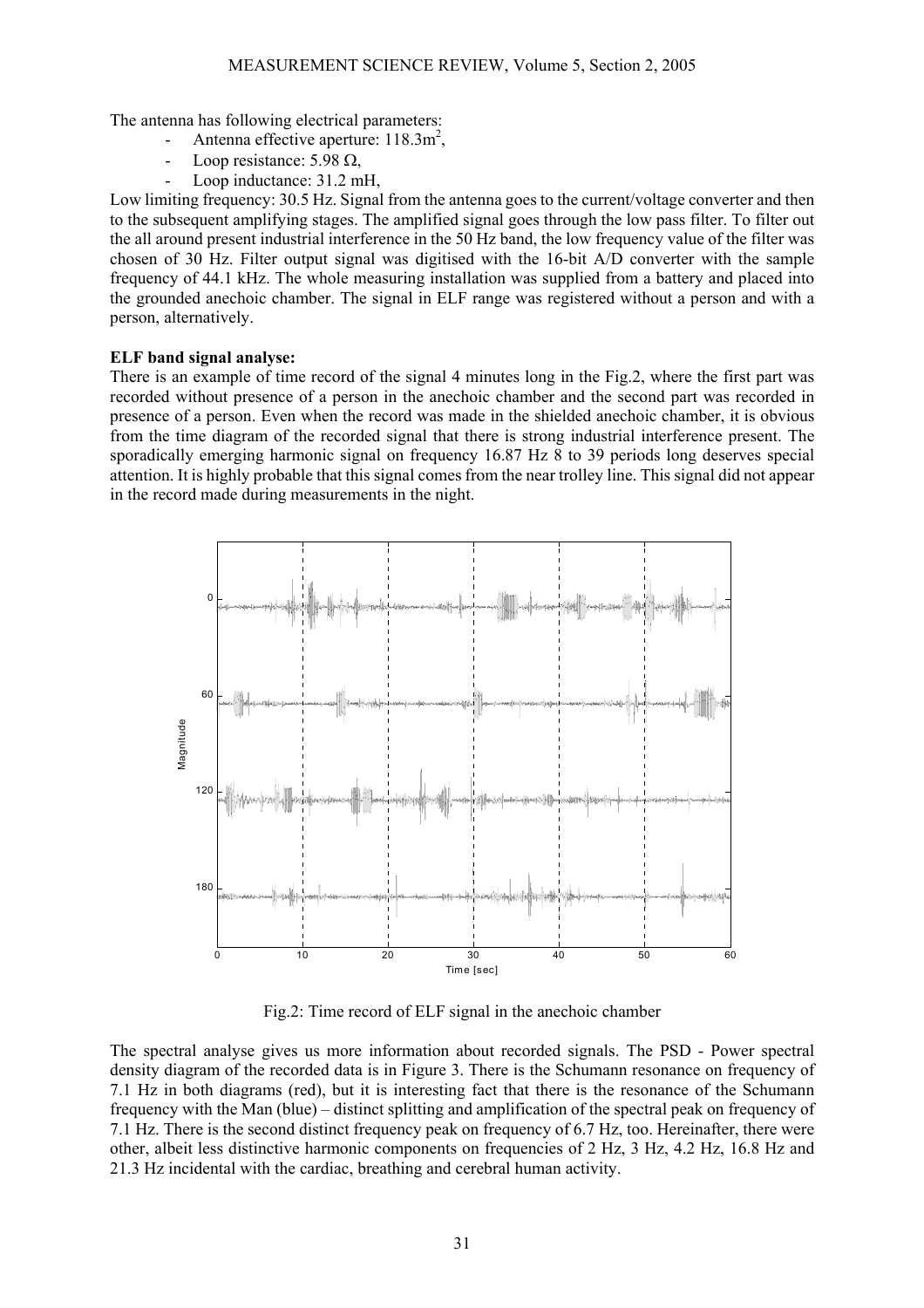The antenna has following electrical parameters:

- Antenna effective aperture: 118.3m$^2$,
- Loop resistance: 5.98 Ω,
- Loop inductance: 31.2 mH,

Low limiting frequency: 30.5 Hz. Signal from the antenna goes to the current/voltage converter and then to the subsequent amplifying stages. The amplified signal goes through the low pass filter. To filter out the all around present industrial interference in the 50 Hz band, the low frequency value of the filter was chosen of 30 Hz. Filter output signal was digitised with the 16-bit A/D converter with the sample frequency of 44.1 kHz. The whole measuring installation was supplied from a battery and placed into the grounded anechoic chamber. The signal in ELF range was registered without a person and with a person, alternatively.

**ELF band signal analyse:**

There is an example of time record of the signal 4 minutes long in the Fig.2, where the first part was recorded without presence of a person in the anechoic chamber and the second part was recorded in presence of a person. Even when the record was made in the shielded anechoic chamber, it is obvious from the time diagram of the recorded signal that there is strong industrial interference present. The sporadically emerging harmonic signal on frequency 16.87 Hz 8 to 39 periods long deserves special attention. It is highly probable that this signal comes from the near trolley line. This signal did not appear in the record made during measurements in the night.

Magnitude
0
60
120
180
0
10
20
30
40
50
60
Time [sec]

Fig.2: Time record of ELF signal in the anechoic chamber

The spectral analyse gives us more information about recorded signals. The PSD - Power spectral density diagram of the recorded data is in Figure 3. There is the Schumann resonance on frequency of 7.1 Hz in both diagrams (red), but it is interesting fact that there is the resonance of the Schumann frequency with the Man (blue) – distinct splitting and amplification of the spectral peak on frequency of 7.1 Hz. There is the second distinct frequency peak on frequency of 6.7 Hz, too. Hereinafter, there were other, albeit less distinctive harmonic components on frequencies of 2 Hz, 3 Hz, 4.2 Hz, 16.8 Hz and 21.3 Hz incidental with the cardiac, breathing and cerebral human activity.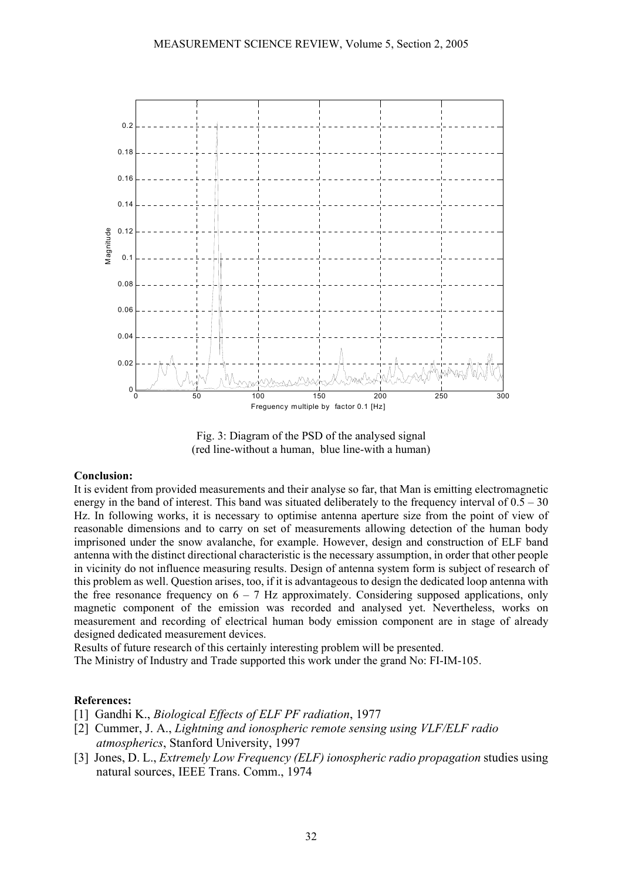0.2
0.18
0.16
0.14
0.12
0.1
0.08
0.06
0.04
0.02
0
Magnitude
0 50 100 150 200 250 300
Freguency multiple by factor 0.1 [Hz]

Fig. 3: Diagram of the PSD of the analysed signal
(red line-without a human, blue line-with a human)

**Conclusion:**

It is evident from provided measurements and their analyse so far, that Man is emitting electromagnetic energy in the band of interest. This band was situated deliberately to the frequency interval of 0.5 – 30 Hz. In following works, it is necessary to optimise antenna aperture size from the point of view of reasonable dimensions and to carry on set of measurements allowing detection of the human body imprisoned under the snow avalanche, for example. However, design and construction of ELF band antenna with the distinct directional characteristic is the necessary assumption, in order that other people in vicinity do not influence measuring results. Design of antenna system form is subject of research of this problem as well. Question arises, too, if it is advantageous to design the dedicated loop antenna with the free resonance frequency on 6 – 7 Hz approximately. Considering supposed applications, only magnetic component of the emission was recorded and analysed yet. Nevertheless, works on measurement and recording of electrical human body emission component are in stage of already designed dedicated measurement devices.

Results of future research of this certainly interesting problem will be presented.

The Ministry of Industry and Trade supported this work under the grand No: FI-IM-105.

**References:**

[1] Gandhi K., *Biological Effects of ELF PF radiation*, 1977

[2] Cummer, J. A., *Lightning and ionospheric remote sensing using VLF/ELF radio atmospherics*, Stanford University, 1997

[3] Jones, D. L., *Extremely Low Frequency (ELF) ionospheric radio propagation* studies using natural sources, IEEE Trans. Comm., 1974